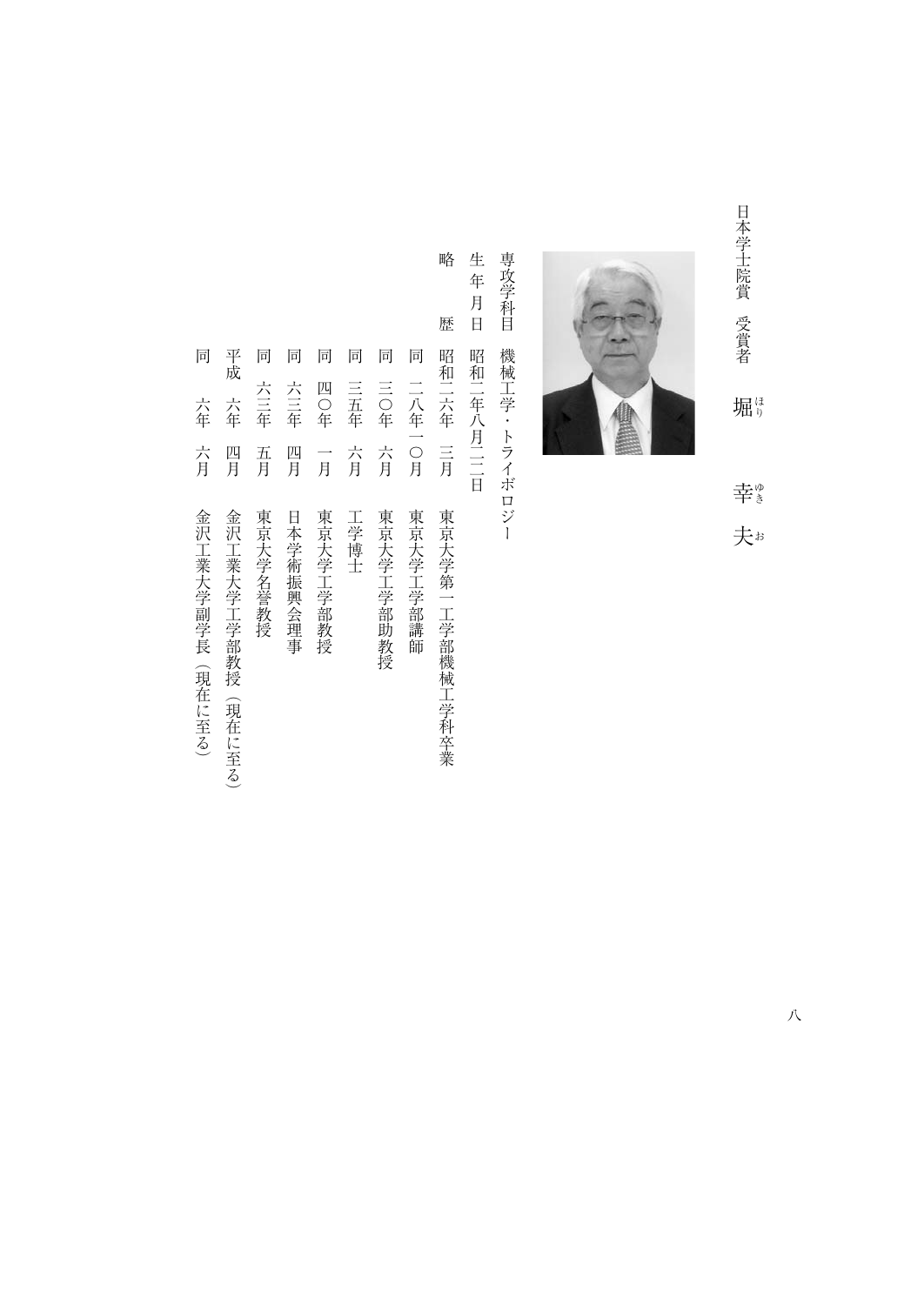日本学士院賞　受賞者

# 堀（ほり）　幸（ゆき）　夫（お）

専攻学科目　機械工学・トライボロジー

生年月日　昭和二年八月二二日

略　　歴

| | | |
|---|---|---|
| 昭和二六年 | 三月 | 東京大学第一工学部機械工学科卒業 |
| 同　二八年 | 一〇月 | 東京大学工学部講師 |
| 同　三〇年 | 六月 | 東京大学工学部助教授 |
| 同　三五年 | 六月 | 工学博士 |
| 同　四〇年 | 一月 | 東京大学工学部教授 |
| 同　六三年 | 四月 | 日本学術振興会理事 |
| 同　六三年 | 五月 | 東京大学名誉教授 |
| 平成　六年 | 四月 | 金沢工業大学工学部教授（現在に至る） |
| 同　六年 | 六月 | 金沢工業大学副学長（現在に至る） |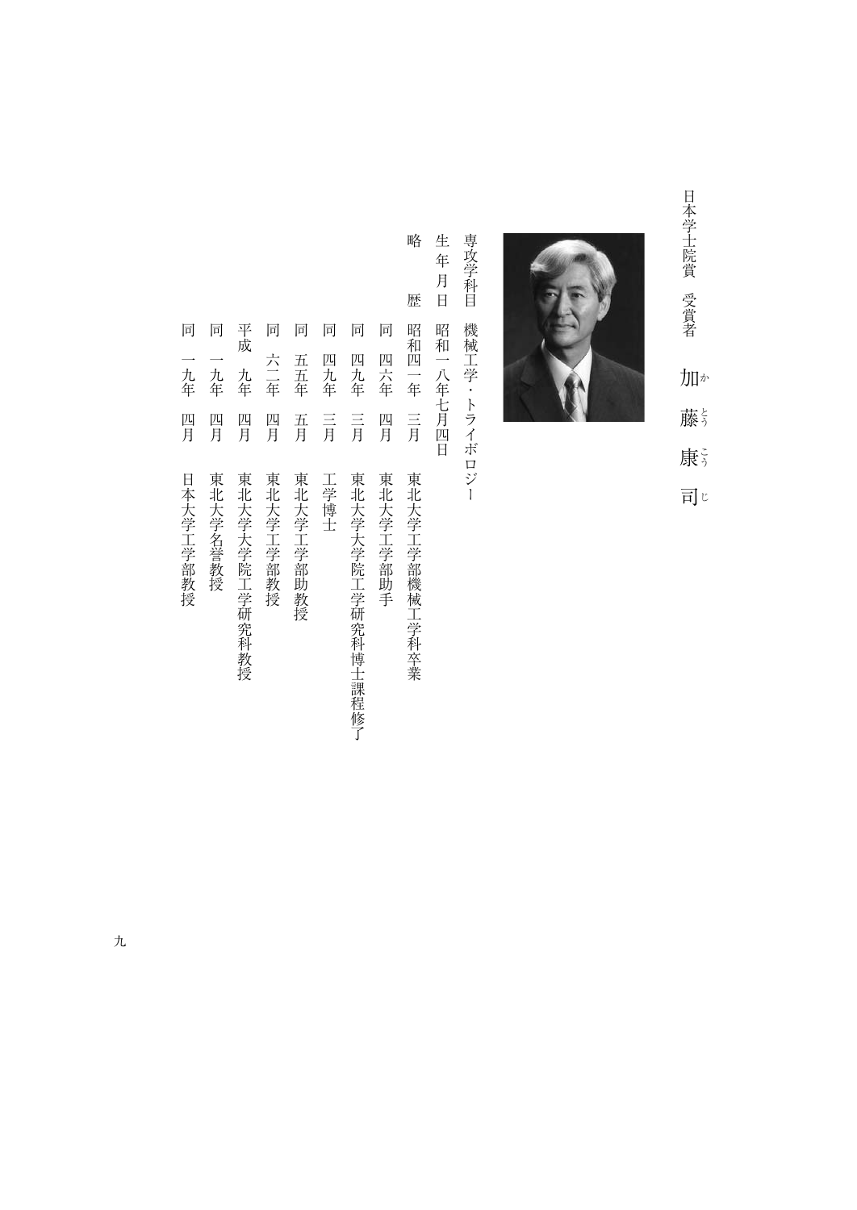日本学士院賞　受賞者

# 加藤康司（かとうこうじ）

専攻学科目　機械工学・トライボロジー

生年月日　昭和一八年七月四日

略　　歴

| | | |
|---|---|---|
| 昭和四一年 | 三月 | 東北大学工学部機械工学科卒業 |
| 同　四六年 | 四月 | 東北大学工学部助手 |
| 同　四九年 | 三月 | 東北大学大学院工学研究科博士課程修了 |
| 同　四九年 | 三月 | 工学博士 |
| 同　五五年 | 五月 | 東北大学工学部助教授 |
| 同　六二年 | 四月 | 東北大学工学部教授 |
| 平成　九年 | 四月 | 東北大学大学院工学研究科教授 |
| 同　一九年 | 四月 | 東北大学名誉教授 |
| 同　一九年 | 四月 | 日本大学工学部教授 |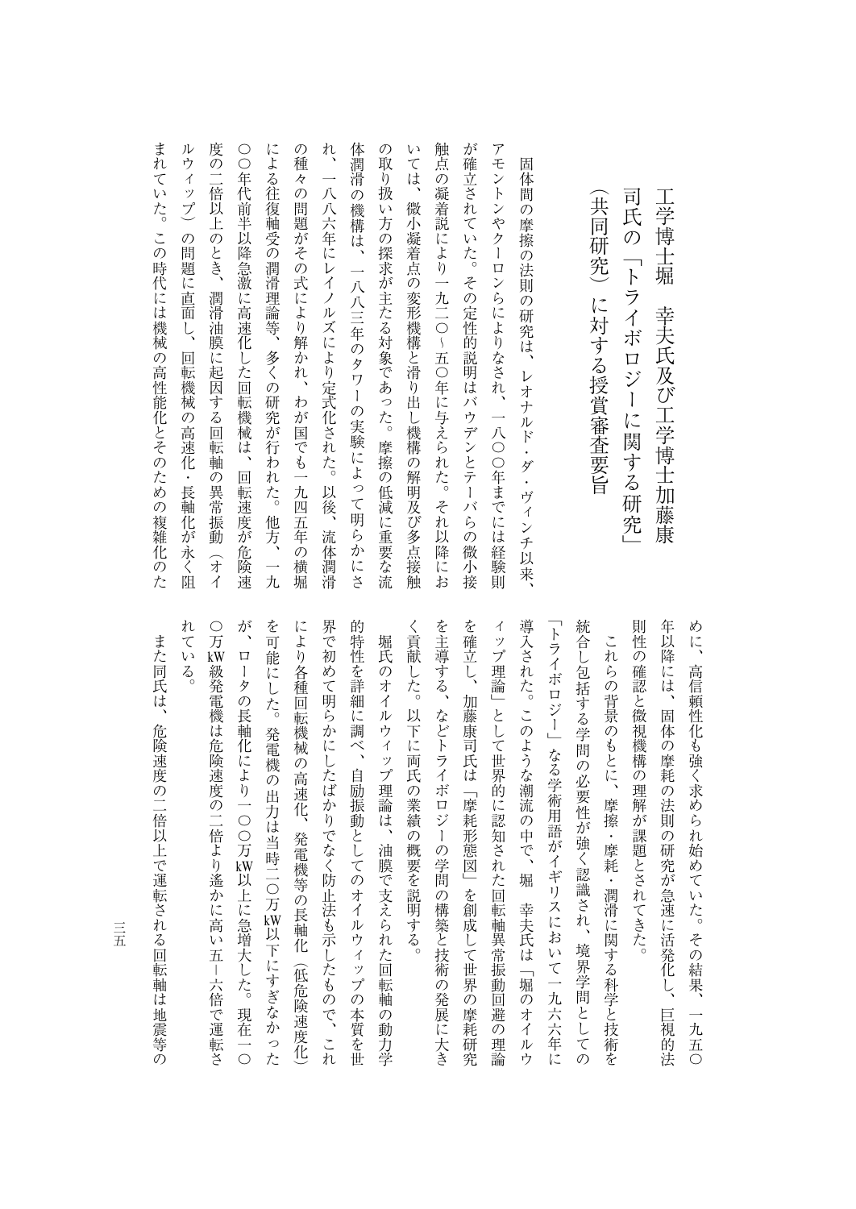# 工学博士堀　幸夫氏及び工学博士加藤康司氏の「トライボロジーに関する研究」（共同研究）に対する授賞審査要旨

固体間の摩擦の法則の研究は、レオナルド・ダ・ヴィンチ以来、アモントンやクーロンらによりなされ、一八〇〇年までには経験則が確立されていた。その定性的説明はバウデンとテーバらの微小接触点の凝着説により一九二〇～五〇年に与えられた。それ以降においては、微小凝着点の変形機構と滑り出し機構の解明及び多点接触の取り扱い方の探求が主たる対象であった。摩擦の低減に重要な流体潤滑の機構は、一八八三年のタワーの実験によって明らかにされ、一八八六年にレイノルズにより定式化された。以後、流体潤滑の種々の問題がその式により解かれ、わが国でも一九四五年の横堀による往復軸受の潤滑理論等、多くの研究が行われた。他方、一九〇〇年代前半以降急激に高速化した回転機械は、回転速度が危険速度の二倍以上のとき、潤滑油膜に起因する回転軸の異常振動（オイルウィップ）の問題に直面し、回転機械の高速化・長軸化が永く阻まれていた。この時代には機械の高性能化とそのための複雑化のために、高信頼性化も強く求められ始めていた。その結果、一九五〇年以降には、固体の摩耗の法則の研究が急速に活発化し、巨視的法則性の確認と微視機構の理解が課題とされてきた。

これらの背景のもとに、摩擦・摩耗・潤滑に関する科学と技術を統合し包括する学問の必要性が強く認識され、境界学問としての「トライボロジー」なる学術用語がイギリスにおいて一九六六年に導入された。このような潮流の中で、堀　幸夫氏は「堀のオイルウィップ理論」として世界的に認知された回転軸異常振動回避の理論を確立し、加藤康司氏は「摩耗形態図」を創成して世界の摩耗研究を主導する、などトライボロジーの学問の構築と技術の発展に大きく貢献した。以下に両氏の業績の概要を説明する。

堀氏のオイルウィップ理論は、油膜で支えられた回転軸の動力学的特性を詳細に調べ、自励振動としてのオイルウィップの本質を世界で初めて明らかにしたばかりでなく防止法も示したもので、これにより各種回転機械の高速化、発電機等の長軸化（低危険速度化）を可能にした。発電機の出力は当時二〇万kW以下にすぎなかったが、ロータの長軸化により一〇〇万kW以上に急増大した。現在一〇〇万kW級発電機は危険速度の二倍より遥かに高い五－六倍で運転されている。

また同氏は、危険速度の二倍以上で運転される回転軸は地震等の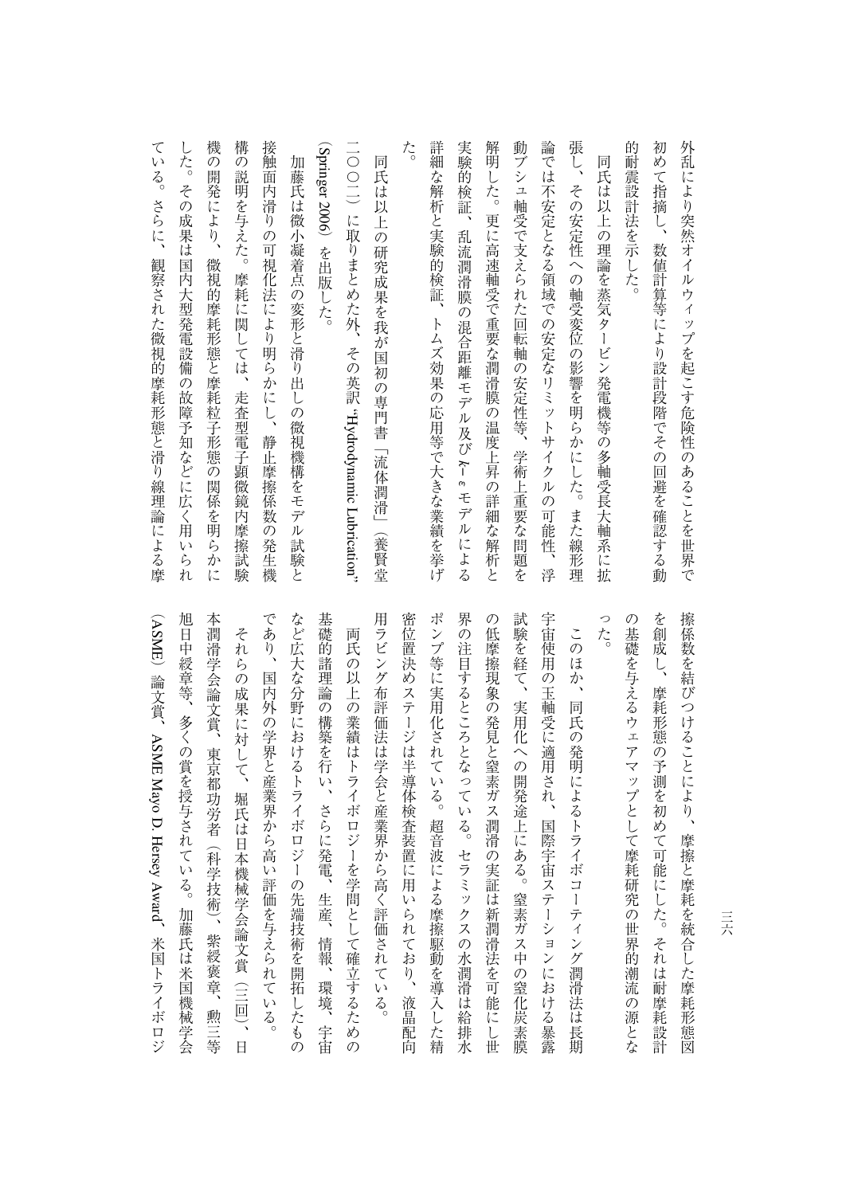外乱により突然オイルウィップを起こす危険性のあることを世界で初めて指摘し、数値計算等により設計段階でその回避を確認する動的耐震設計法を示した。

同氏は以上の理論を蒸気タービン発電機等の多軸受長大軸系に拡張し、その安定性への軸受変位の影響を明らかにした。また線形理論では不安定となる領域での安定なリミットサイクルの可能性、浮動ブシュ軸受で支えられた回転軸の安定性等、学術上重要な問題を解明した。更に高速軸受で重要な潤滑膜の温度上昇の詳細な解析と実験的検証、乱流潤滑膜の混合距離モデル及び $k$-$\varepsilon$ モデルによる詳細な解析と実験的検証、トムズ効果の応用等で大きな業績を挙げた。

同氏は以上の研究成果を我が国初の専門書「流体潤滑」（養賢堂二〇〇二）に取りまとめた外、その英訳 "Hydrodynamic Lubrication" (Springer 2006) を出版した。

加藤氏は微小凝着点の変形と滑り出しの微視機構をモデル試験と接触面内滑りの可視化法により明らかにし、静止摩擦係数の発生機構の説明を与えた。摩耗に関しては、走査型電子顕微鏡内摩擦試験機の開発により、微視的摩耗形態と摩耗粒子形態の関係を明らかにした。その成果は国内大型発電設備の故障予知などに広く用いられている。さらに、観察された微視的摩耗形態と滑り線理論による摩擦係数を結びつけることにより、摩擦と摩耗を統合した摩耗形態図を創成し、摩耗形態の予測を初めて可能にした。それは耐摩耗設計の基礎を与えるウェアマップとして摩耗研究の世界的潮流の源となった。

このほか、同氏の発明によるトライボコーティング潤滑法は長期宇宙使用の玉軸受に適用され、国際宇宙ステーションにおける暴露試験を経て、実用化への開発途上にある。窒素ガス中の窒化炭素膜の低摩擦現象の発見と窒素ガス潤滑の実証は新潤滑法を可能にし世界の注目するところとなっている。セラミックスの水潤滑は給排水ポンプ等に実用化されている。超音波による摩擦駆動を導入した精密位置決めステージは半導体検査装置に用いられており、液晶配向用ラビング布評価法は学会と産業界から高く評価されている。

両氏の以上の業績はトライボロジーを学問として確立するための基礎的諸理論の構築を行い、さらに発電、生産、情報、環境、宇宙など広大な分野におけるトライボロジーの先端技術を開拓したものであり、国内外の学界と産業界から高い評価を与えられている。

それらの成果に対して、堀氏は日本機械学会論文賞（三回）、日本潤滑学会論文賞、東京都功労者（科学技術）、紫綬褒章、勲三等旭日中綬章等、多くの賞を授与されている。加藤氏は米国機械学会（ASME）論文賞、ASME Mayo D. Hersey Award、米国トライボロジ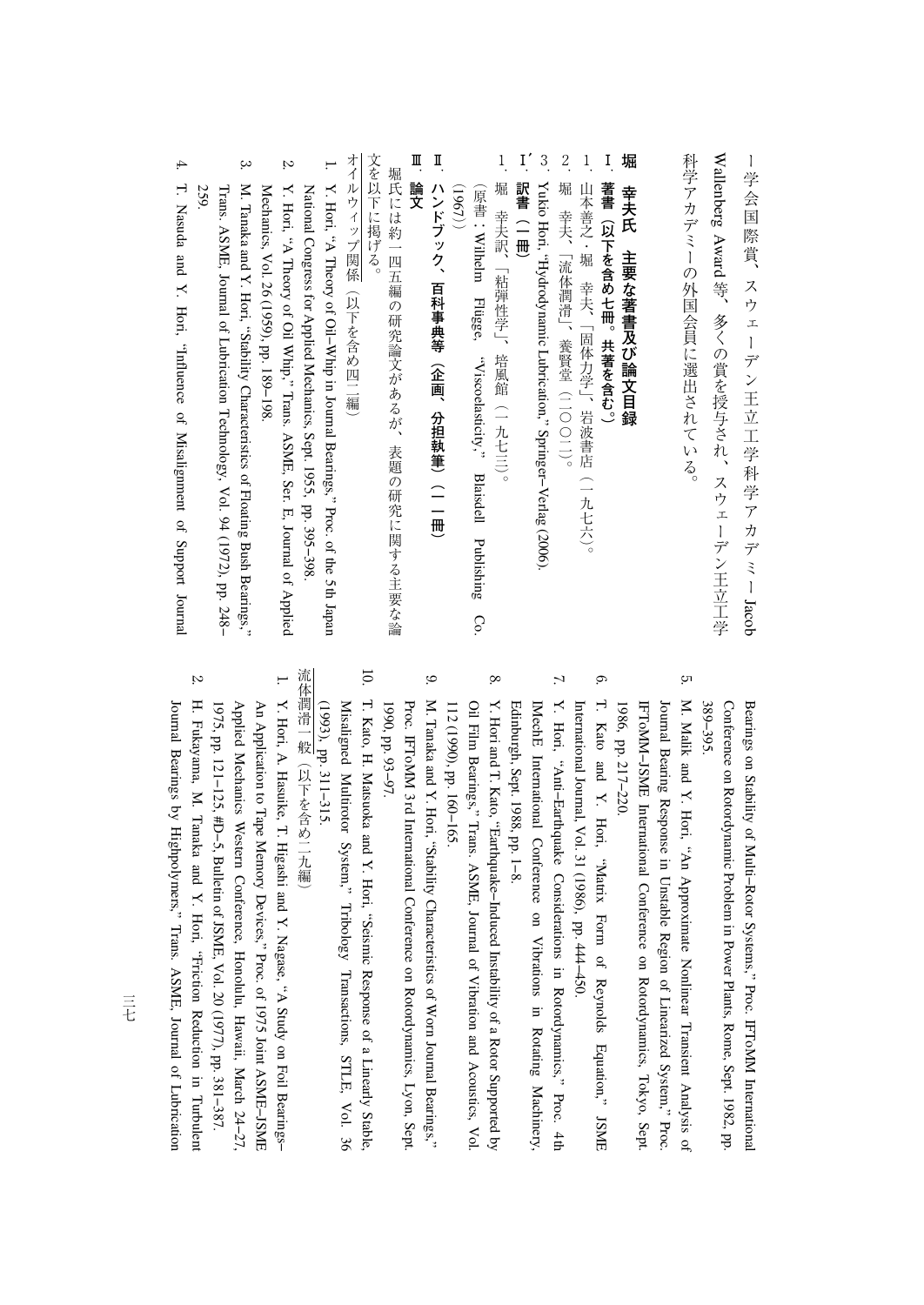ー学会国際賞、スウェーデン王立工学科学アカデミー Jacob Wallenberg Award 等、多くの賞を授与され、スウェーデン王立工学科学アカデミーの外国会員に選出されている。

## 堀　幸夫氏　主要な著書及び論文目録

### Ⅰ　著書（以下を含め七冊。共著を含む。）

1. 山本善之・堀　幸夫、「固体力学」、岩波書店（一九七六）。
2. 堀　幸夫、「流体潤滑」、養賢堂（二〇〇二）。
3. Yukio Hori, "Hydrodynamic Lubrication," Springer–Verlag (2006).

### Ⅰ′　訳書（一冊）

1. 堀　幸夫訳、「粘弾性学」、培風館（一九七三）。（原書：Wilhelm Flügge, "Viscoelasticity," Blaisdell Publishing Co. (1967)）

### Ⅱ　ハンドブック、百科事典等（企画、分担執筆）（一一冊）

### Ⅲ　論文

堀氏には約一四五編の研究論文があるが、表題の研究に関する主要な論文を以下に掲げる。

オイルウィップ関係（以下を含め四二編）

1. Y. Hori, "A Theory of Oil–Whip in Journal Bearings," Proc. of the 5th Japan National Congress for Applied Mechanics, Sept. 1955, pp. 395–398.
2. Y. Hori, "A Theory of Oil Whip," Trans. ASME, Ser. E, Journal of Applied Mechanics, Vol. 26 (1959), pp. 189–198.
3. M. Tanaka and Y. Hori, "Stability Characteristics of Floating Bush Bearings," Trans. ASME, Journal of Lubrication Technology, Vol. 94 (1972), pp. 248–259.
4. T. Nasuda and Y. Hori, "Influence of Misalignment of Support Journal Bearings on Stability of Multi–Rotor Systems," Proc. IFToMM International Conference on Rotordynamic Problem in Power Plants, Rome, Sept. 1982, pp. 389–395.
5. M. Malik and Y. Hori, "An Approximate Nonlinear Transient Analysis of Journal Bearing Response in Unstable Region of Linearized System," Proc. IFToMM–JSME International Conference on Rotordynamics, Tokyo, Sept. 1986, pp. 217–220.
6. T. Kato and Y. Hori, "Matrix Form of Reynolds Equation," JSME International Journal, Vol. 31 (1986), pp. 444–450.
7. Y. Hori, "Anti–Earthquake Considerations in Rotordynamics," Proc. 4th IMechE International Conference on Vibrations in Rotating Machinery, Edinburgh, Sept. 1988, pp. 1–8.
8. Y. Hori and T. Kato, "Earthquake–Induced Instability of a Rotor Supported by Oil Film Bearings," Trans. ASME, Journal of Vibration and Acoustics, Vol. 112 (1990), pp. 160–165.
9. M. Tanaka and Y. Hori, "Stability Characteristics of Worn Journal Bearings," Proc. IFToMM 3rd International Conference on Rotordynamics, Lyon, Sept. 1990, pp. 93–97.
10. T. Kato, H. Matsuoka and Y. Hori, "Seismic Response of a Linearly Stable, Misaligned Multirotor System," Tribology Transactions, STLE, Vol. 36 (1993), pp. 311–315.

流体潤滑一般（以下を含め二九編）

1. Y. Hori, A. Hasuike, T. Higashi and Y. Nagase, "A Study on Foil Bearings–An Application to Tape Memory Devices," Proc. of 1975 Joint ASME–JSME Applied Mechanics Western Conference, Honolulu, Hawaii, March 24–27, 1975, pp. 121–125, #D–5, Bulletin of JSME, Vol. 20 (1977), pp. 381–387.
2. H. Fukayama, M. Tanaka and Y. Hori, "Friction Reduction in Turbulent Journal Bearings by Highpolymers," Trans. ASME, Journal of Lubrication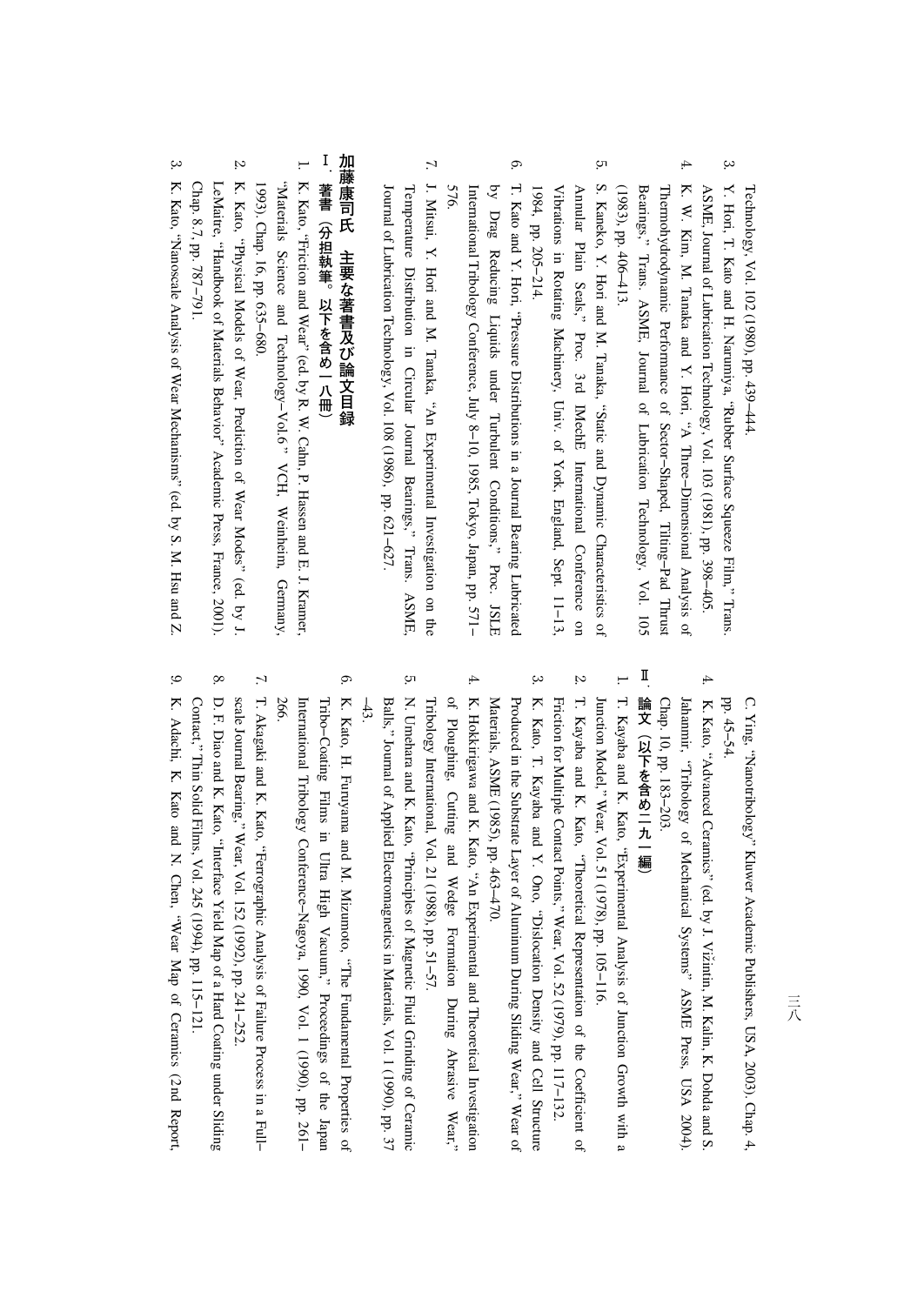Technology, Vol. 102 (1980), pp. 439–444.

3. Y. Hori, T. Kato and H. Narumiya, "Rubber Surface Squeeze Film," Trans. ASME, Journal of Lubrication Technology, Vol. 103 (1981), pp. 398–405.
4. K. W. Kim, M. Tanaka and Y. Hori, "A Three–Dimensional Analysis of Thermohydrodynamic Performance of Sector–Shaped, Tilting–Pad Thrust Bearings," Trans. ASME, Journal of Lubrication Technology, Vol. 105 (1983), pp. 406–413.
5. S. Kaneko, Y. Hori and M. Tanaka, "Static and Dynamic Characteristics of Annular Plain Seals," Proc. 3rd IMechE International Conference on Vibrations in Rotating Machinery, Univ. of York, England, Sept. 11–13, 1984, pp. 205–214.
6. T. Kato and Y. Hori, "Pressure Distributions in a Journal Bearing Lubricated by Drag Reducing Liquids under Turbulent Conditions," Proc. JSLE International Tribology Conference, July 8–10, 1985, Tokyo, Japan, pp. 571–576.
7. J. Mitsui, Y. Hori and M. Tanaka, "An Experimental Investigation on the Temperature Distribution in Circular Journal Bearings," Trans. ASME, Journal of Lubrication Technology, Vol. 108 (1986), pp. 621–627.

## 加藤康司氏　主要な著書及び論文目録

### Ⅰ　著書（分担執筆。以下を含め一八冊）

1. K. Kato, "Friction and Wear" (ed. by R. W. Cahn, P. Hassen and E. J. Kramer, "Materials Science and Technology–Vol.6" VCH, Weinheim, Germany, 1993), Chap. 16, pp. 635–680.
2. K. Kato, "Physical Models of Wear, Prediction of Wear Modes" (ed. by J. LeMaitre, "Handbook of Materials Behavior" Academic Press, France, 2001). Chap. 8.7, pp. 787–791.
3. K. Kato, "Nanoscale Analysis of Wear Mechanisms" (ed. by S. M. Hsu and Z. C. Ying, "Nanotribology" Kluwer Academic Publishers, USA, 2003). Chap. 4, pp. 45–54.
4. K. Kato, "Advanced Ceramics" (ed. by J. Vižintin, M. Kalin, K. Dohda and S. Jahanmir, "Tribology of Mechanical Systems" ASME Press, USA 2004). Chap. 10, pp. 183–203.

### Ⅱ　論文（以下を含め二九一編）

1. T. Kayaba and K. Kato, "Experimental Analysis of Junction Growth with a Junction Model," Wear, Vol. 51 (1978), pp. 105–116.
2. T. Kayaba and K. Kato, "Theoretical Representation of the Coefficient of Friction for Multiple Contact Points," Wear, Vol. 52 (1979), pp. 117–132.
3. K. Kato, T. Kayaba and Y. Ono, "Dislocation Density and Cell Structure Produced in the Substrate Layer of Aluminum During Sliding Wear," Wear of Materials, ASME (1985), pp. 463–470.
4. K. Hokkirigawa and K. Kato, "An Experimental and Theoretical Investigation of Ploughing, Cutting and Wedge Formation During Abrasive Wear," Tribology International, Vol. 21 (1988), pp. 51–57.
5. N. Umehara and K. Kato, "Principles of Magnetic Fluid Grinding of Ceramic Balls," Journal of Applied Electromagnetics in Materials, Vol. 1 (1990), pp. 37–43.
6. K. Kato, H. Furuyama and M. Mizumoto, "The Fundamental Properties of Tribo–Coating Films in Ultra High Vacuum," Proceedings of the Japan International Tribology Conference–Nagoya, 1990, Vol. 1 (1990), pp. 261–266.
7. T. Akagaki and K. Kato, "Ferrographic Analysis of Failure Process in a Full–scale Journal Bearing," Wear, Vol. 152 (1992), pp. 241–252.
8. D. F. Diao and K. Kato, "Interface Yield Map of a Hard Coating under Sliding Contact," Thin Solid Films, Vol. 245 (1994), pp. 115–121.
9. K. Adachi, K. Kato and N. Chen, "Wear Map of Ceramics (2nd Report,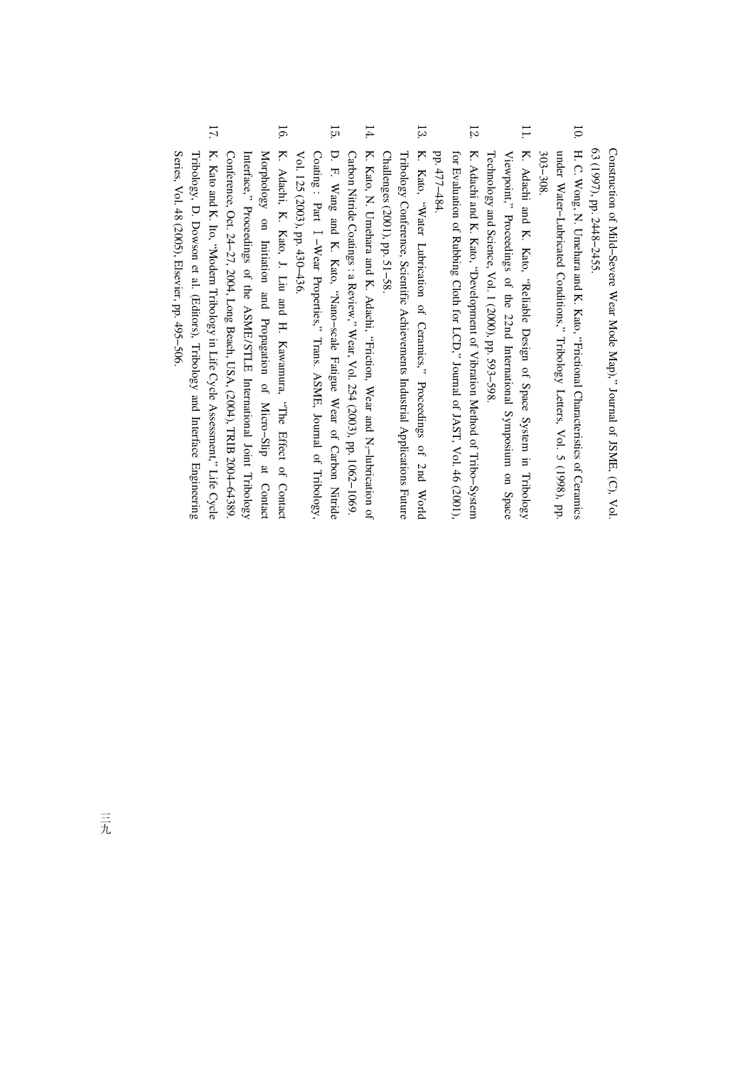Construction of Mild–Severe Wear Mode Map)," Journal of JSME, (C), Vol. 63 (1997), pp. 2448–2455.

10. H. C. Wong, N. Umehara and K. Kato, "Frictional Characteristics of Ceramics under Water–Lubricated Conditions," Tribology Letters, Vol. 5 (1998), pp. 303–308.
11. K. Adachi and K. Kato, "Reliable Design of Space System in Tribology Viewpoint," Proceedings of the 22nd International Symposium on Space Technology and Science, Vol. 1 (2000), pp. 593–598.
12. K. Adachi and K. Kato, "Development of Vibration Method of Tribo–System for Evaluation of Rubbing Cloth for LCD," Journal of JAST, Vol. 46 (2001), pp. 477–484.
13. K. Kato, "Water Lubrication of Ceramics," Proceedings of 2nd World Tribology Conference, Scientific Achievements Industrial Applications Future Challenges (2001), pp. 51–58.
14. K. Kato, N. Umehara and K. Adachi, "Friction, Wear and $N_2$–lubrication of Carbon Nitride Coatings : a Review," Wear, Vol. 254 (2003), pp. 1062–1069.
15. D. F. Wang and K. Kato, "Nano–scale Fatigue Wear of Carbon Nitride Coating : Part I –Wear Properties," Trans. ASME, Journal of Tribology, Vol. 125 (2003), pp. 430–436.
16. K. Adachi, K. Kato, J. Liu and H. Kawamura, "The Effect of Contact Morphology on Initiation and Propagation of Micro–Slip at Contact Interface," Proceedings of the ASME/STLE International Joint Tribology Conference, Oct. 24–27, 2004, Long Beach, USA, (2004), TRIB 2004–64389.
17. K. Kato and K. Ito, "Modern Tribology in Life Cycle Assessment," Life Cycle Tribology, D. Dowson et al. (Editors), Tribology and Interface Engineering Series, Vol. 48 (2005), Elsevier, pp. 495–506.